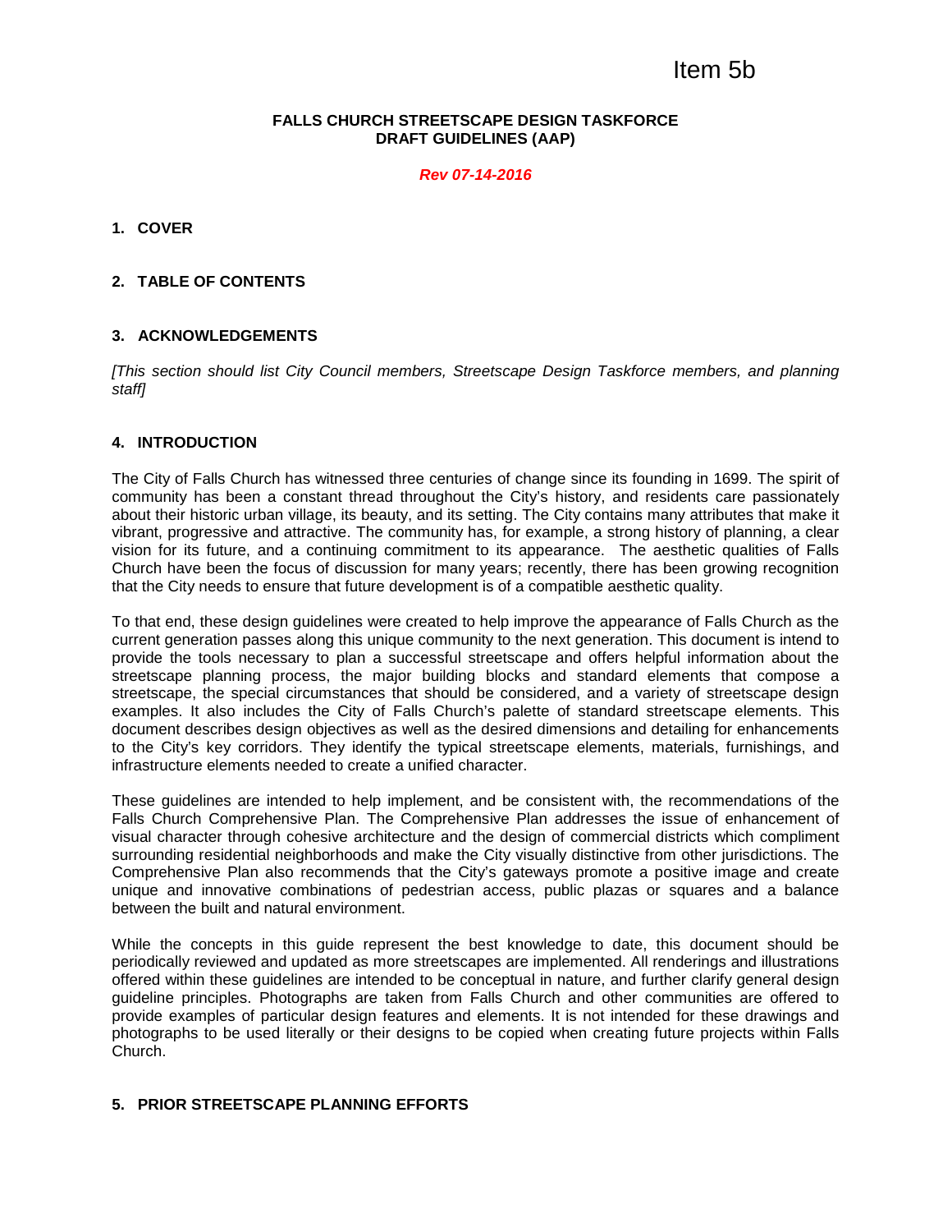Item 5b

**FALLS CHURCH STREETSCAPE DESIGN TASKFORCE**
**DRAFT GUIDELINES (AAP)**

***Rev 07-14-2016***

## 1. COVER

## 2. TABLE OF CONTENTS

## 3. ACKNOWLEDGEMENTS

*[This section should list City Council members, Streetscape Design Taskforce members, and planning staff]*

## 4. INTRODUCTION

The City of Falls Church has witnessed three centuries of change since its founding in 1699. The spirit of community has been a constant thread throughout the City's history, and residents care passionately about their historic urban village, its beauty, and its setting. The City contains many attributes that make it vibrant, progressive and attractive. The community has, for example, a strong history of planning, a clear vision for its future, and a continuing commitment to its appearance. The aesthetic qualities of Falls Church have been the focus of discussion for many years; recently, there has been growing recognition that the City needs to ensure that future development is of a compatible aesthetic quality.

To that end, these design guidelines were created to help improve the appearance of Falls Church as the current generation passes along this unique community to the next generation. This document is intend to provide the tools necessary to plan a successful streetscape and offers helpful information about the streetscape planning process, the major building blocks and standard elements that compose a streetscape, the special circumstances that should be considered, and a variety of streetscape design examples. It also includes the City of Falls Church's palette of standard streetscape elements. This document describes design objectives as well as the desired dimensions and detailing for enhancements to the City's key corridors. They identify the typical streetscape elements, materials, furnishings, and infrastructure elements needed to create a unified character.

These guidelines are intended to help implement, and be consistent with, the recommendations of the Falls Church Comprehensive Plan. The Comprehensive Plan addresses the issue of enhancement of visual character through cohesive architecture and the design of commercial districts which compliment surrounding residential neighborhoods and make the City visually distinctive from other jurisdictions. The Comprehensive Plan also recommends that the City's gateways promote a positive image and create unique and innovative combinations of pedestrian access, public plazas or squares and a balance between the built and natural environment.

While the concepts in this guide represent the best knowledge to date, this document should be periodically reviewed and updated as more streetscapes are implemented. All renderings and illustrations offered within these guidelines are intended to be conceptual in nature, and further clarify general design guideline principles. Photographs are taken from Falls Church and other communities are offered to provide examples of particular design features and elements. It is not intended for these drawings and photographs to be used literally or their designs to be copied when creating future projects within Falls Church.

## 5. PRIOR STREETSCAPE PLANNING EFFORTS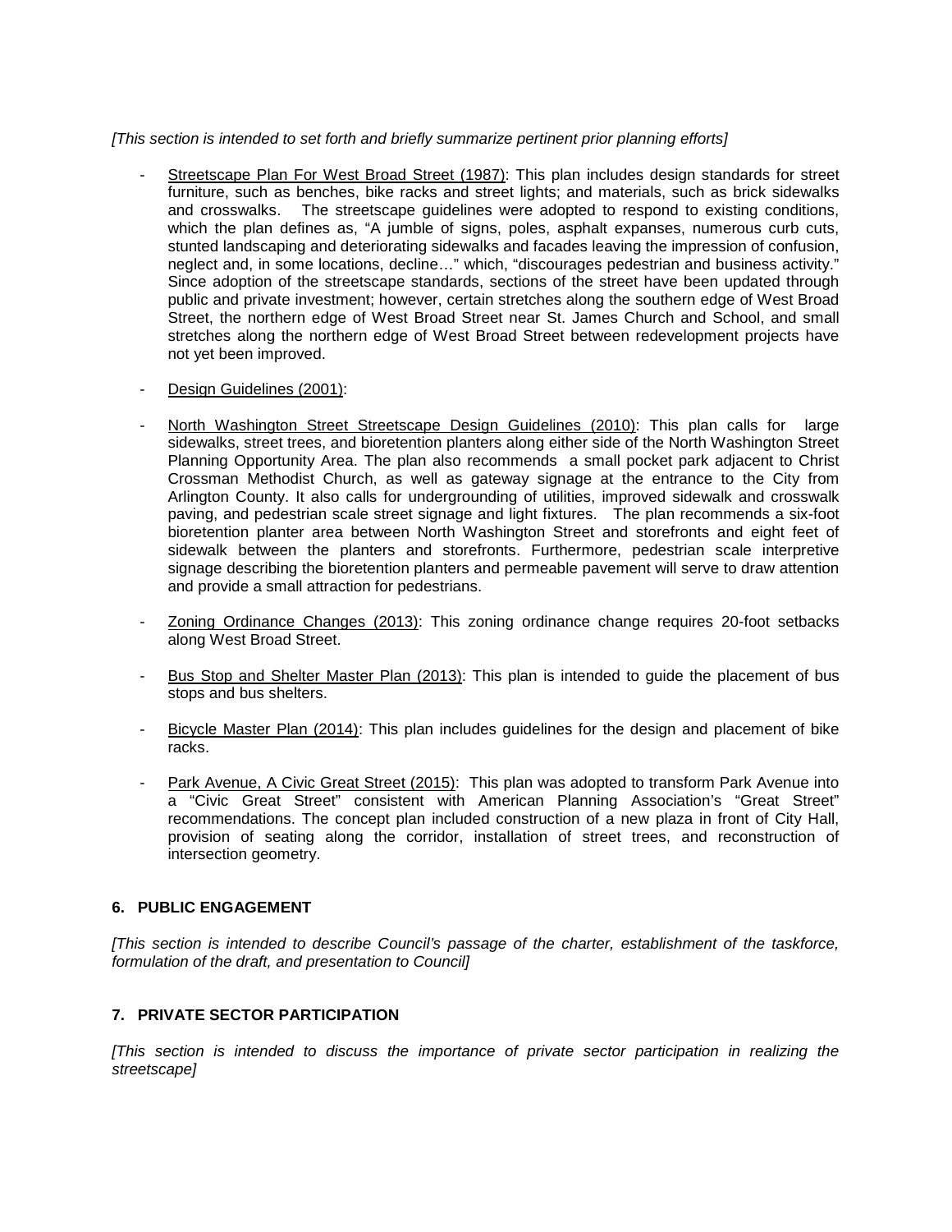*[This section is intended to set forth and briefly summarize pertinent prior planning efforts]*

- Streetscape Plan For West Broad Street (1987): This plan includes design standards for street furniture, such as benches, bike racks and street lights; and materials, such as brick sidewalks and crosswalks. The streetscape guidelines were adopted to respond to existing conditions, which the plan defines as, "A jumble of signs, poles, asphalt expanses, numerous curb cuts, stunted landscaping and deteriorating sidewalks and facades leaving the impression of confusion, neglect and, in some locations, decline…" which, "discourages pedestrian and business activity." Since adoption of the streetscape standards, sections of the street have been updated through public and private investment; however, certain stretches along the southern edge of West Broad Street, the northern edge of West Broad Street near St. James Church and School, and small stretches along the northern edge of West Broad Street between redevelopment projects have not yet been improved.

- Design Guidelines (2001):

- North Washington Street Streetscape Design Guidelines (2010): This plan calls for large sidewalks, street trees, and bioretention planters along either side of the North Washington Street Planning Opportunity Area. The plan also recommends a small pocket park adjacent to Christ Crossman Methodist Church, as well as gateway signage at the entrance to the City from Arlington County. It also calls for undergrounding of utilities, improved sidewalk and crosswalk paving, and pedestrian scale street signage and light fixtures. The plan recommends a six-foot bioretention planter area between North Washington Street and storefronts and eight feet of sidewalk between the planters and storefronts. Furthermore, pedestrian scale interpretive signage describing the bioretention planters and permeable pavement will serve to draw attention and provide a small attraction for pedestrians.

- Zoning Ordinance Changes (2013): This zoning ordinance change requires 20-foot setbacks along West Broad Street.

- Bus Stop and Shelter Master Plan (2013): This plan is intended to guide the placement of bus stops and bus shelters.

- Bicycle Master Plan (2014): This plan includes guidelines for the design and placement of bike racks.

- Park Avenue, A Civic Great Street (2015): This plan was adopted to transform Park Avenue into a "Civic Great Street" consistent with American Planning Association's "Great Street" recommendations. The concept plan included construction of a new plaza in front of City Hall, provision of seating along the corridor, installation of street trees, and reconstruction of intersection geometry.

## 6. PUBLIC ENGAGEMENT

*[This section is intended to describe Council's passage of the charter, establishment of the taskforce, formulation of the draft, and presentation to Council]*

## 7. PRIVATE SECTOR PARTICIPATION

*[This section is intended to discuss the importance of private sector participation in realizing the streetscape]*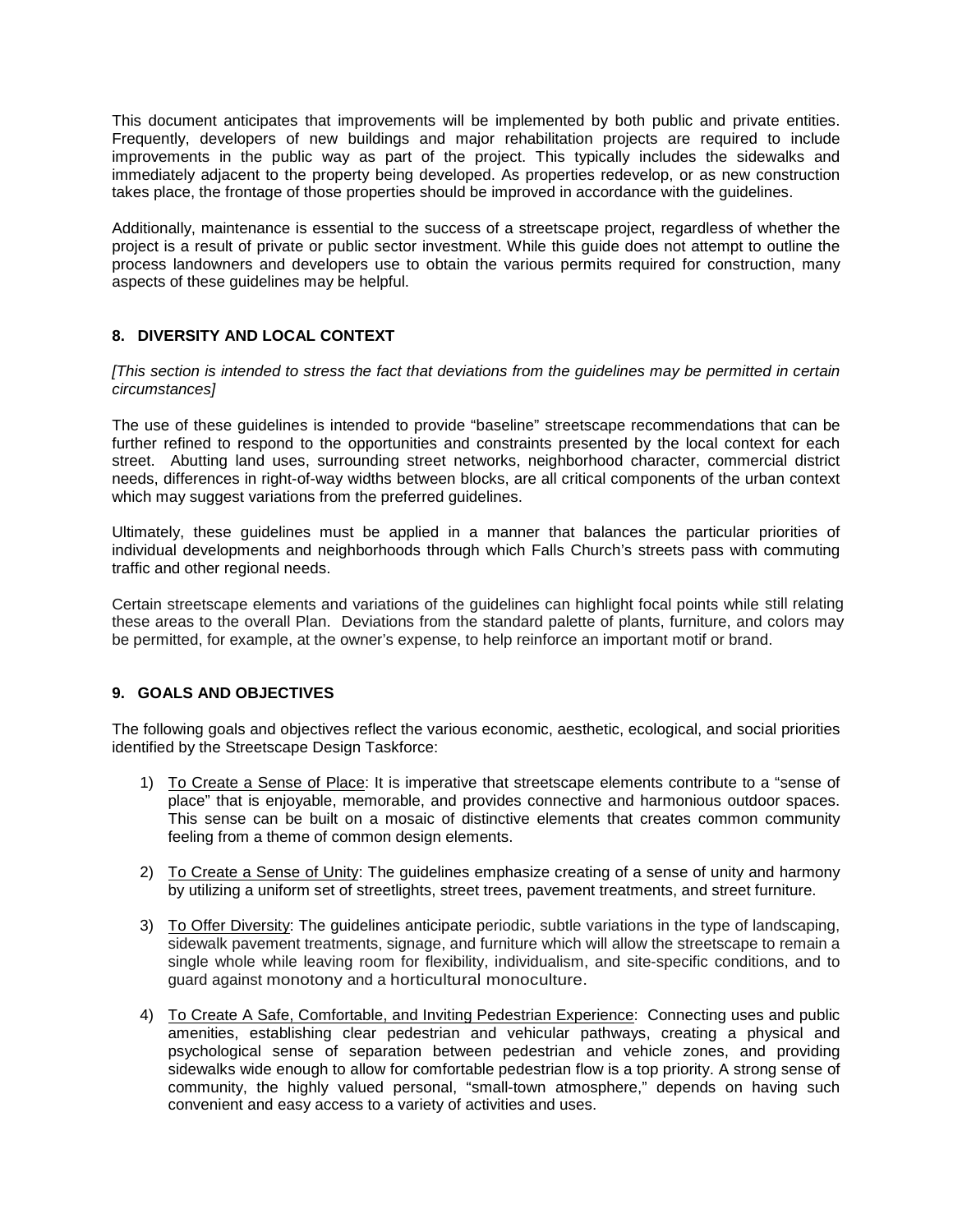This document anticipates that improvements will be implemented by both public and private entities. Frequently, developers of new buildings and major rehabilitation projects are required to include improvements in the public way as part of the project. This typically includes the sidewalks and immediately adjacent to the property being developed. As properties redevelop, or as new construction takes place, the frontage of those properties should be improved in accordance with the guidelines.

Additionally, maintenance is essential to the success of a streetscape project, regardless of whether the project is a result of private or public sector investment. While this guide does not attempt to outline the process landowners and developers use to obtain the various permits required for construction, many aspects of these guidelines may be helpful.

## 8. DIVERSITY AND LOCAL CONTEXT

*[This section is intended to stress the fact that deviations from the guidelines may be permitted in certain circumstances]*

The use of these guidelines is intended to provide "baseline" streetscape recommendations that can be further refined to respond to the opportunities and constraints presented by the local context for each street. Abutting land uses, surrounding street networks, neighborhood character, commercial district needs, differences in right-of-way widths between blocks, are all critical components of the urban context which may suggest variations from the preferred guidelines.

Ultimately, these guidelines must be applied in a manner that balances the particular priorities of individual developments and neighborhoods through which Falls Church's streets pass with commuting traffic and other regional needs.

Certain streetscape elements and variations of the guidelines can highlight focal points while still relating these areas to the overall Plan. Deviations from the standard palette of plants, furniture, and colors may be permitted, for example, at the owner's expense, to help reinforce an important motif or brand.

## 9. GOALS AND OBJECTIVES

The following goals and objectives reflect the various economic, aesthetic, ecological, and social priorities identified by the Streetscape Design Taskforce:

1) <u>To Create a Sense of Place</u>: It is imperative that streetscape elements contribute to a "sense of place" that is enjoyable, memorable, and provides connective and harmonious outdoor spaces. This sense can be built on a mosaic of distinctive elements that creates common community feeling from a theme of common design elements.

2) <u>To Create a Sense of Unity</u>: The guidelines emphasize creating of a sense of unity and harmony by utilizing a uniform set of streetlights, street trees, pavement treatments, and street furniture.

3) <u>To Offer Diversity</u>: The guidelines anticipate periodic, subtle variations in the type of landscaping, sidewalk pavement treatments, signage, and furniture which will allow the streetscape to remain a single whole while leaving room for flexibility, individualism, and site-specific conditions, and to guard against monotony and a horticultural monoculture.

4) <u>To Create A Safe, Comfortable, and Inviting Pedestrian Experience</u>: Connecting uses and public amenities, establishing clear pedestrian and vehicular pathways, creating a physical and psychological sense of separation between pedestrian and vehicle zones, and providing sidewalks wide enough to allow for comfortable pedestrian flow is a top priority. A strong sense of community, the highly valued personal, "small-town atmosphere," depends on having such convenient and easy access to a variety of activities and uses.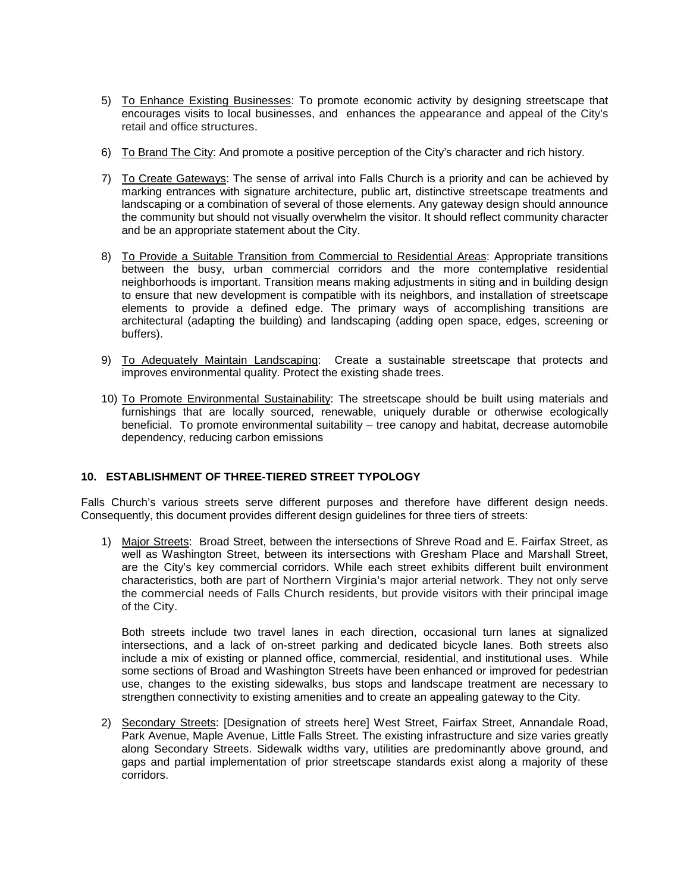5) To Enhance Existing Businesses: To promote economic activity by designing streetscape that encourages visits to local businesses, and enhances the appearance and appeal of the City's retail and office structures.

6) To Brand The City: And promote a positive perception of the City's character and rich history.

7) To Create Gateways: The sense of arrival into Falls Church is a priority and can be achieved by marking entrances with signature architecture, public art, distinctive streetscape treatments and landscaping or a combination of several of those elements. Any gateway design should announce the community but should not visually overwhelm the visitor. It should reflect community character and be an appropriate statement about the City.

8) To Provide a Suitable Transition from Commercial to Residential Areas: Appropriate transitions between the busy, urban commercial corridors and the more contemplative residential neighborhoods is important. Transition means making adjustments in siting and in building design to ensure that new development is compatible with its neighbors, and installation of streetscape elements to provide a defined edge. The primary ways of accomplishing transitions are architectural (adapting the building) and landscaping (adding open space, edges, screening or buffers).

9) To Adequately Maintain Landscaping: Create a sustainable streetscape that protects and improves environmental quality. Protect the existing shade trees.

10) To Promote Environmental Sustainability: The streetscape should be built using materials and furnishings that are locally sourced, renewable, uniquely durable or otherwise ecologically beneficial. To promote environmental suitability – tree canopy and habitat, decrease automobile dependency, reducing carbon emissions

## 10. ESTABLISHMENT OF THREE-TIERED STREET TYPOLOGY

Falls Church's various streets serve different purposes and therefore have different design needs. Consequently, this document provides different design guidelines for three tiers of streets:

1) Major Streets: Broad Street, between the intersections of Shreve Road and E. Fairfax Street, as well as Washington Street, between its intersections with Gresham Place and Marshall Street, are the City's key commercial corridors. While each street exhibits different built environment characteristics, both are part of Northern Virginia's major arterial network. They not only serve the commercial needs of Falls Church residents, but provide visitors with their principal image of the City.

   Both streets include two travel lanes in each direction, occasional turn lanes at signalized intersections, and a lack of on-street parking and dedicated bicycle lanes. Both streets also include a mix of existing or planned office, commercial, residential, and institutional uses. While some sections of Broad and Washington Streets have been enhanced or improved for pedestrian use, changes to the existing sidewalks, bus stops and landscape treatment are necessary to strengthen connectivity to existing amenities and to create an appealing gateway to the City.

2) Secondary Streets: [Designation of streets here] West Street, Fairfax Street, Annandale Road, Park Avenue, Maple Avenue, Little Falls Street. The existing infrastructure and size varies greatly along Secondary Streets. Sidewalk widths vary, utilities are predominantly above ground, and gaps and partial implementation of prior streetscape standards exist along a majority of these corridors.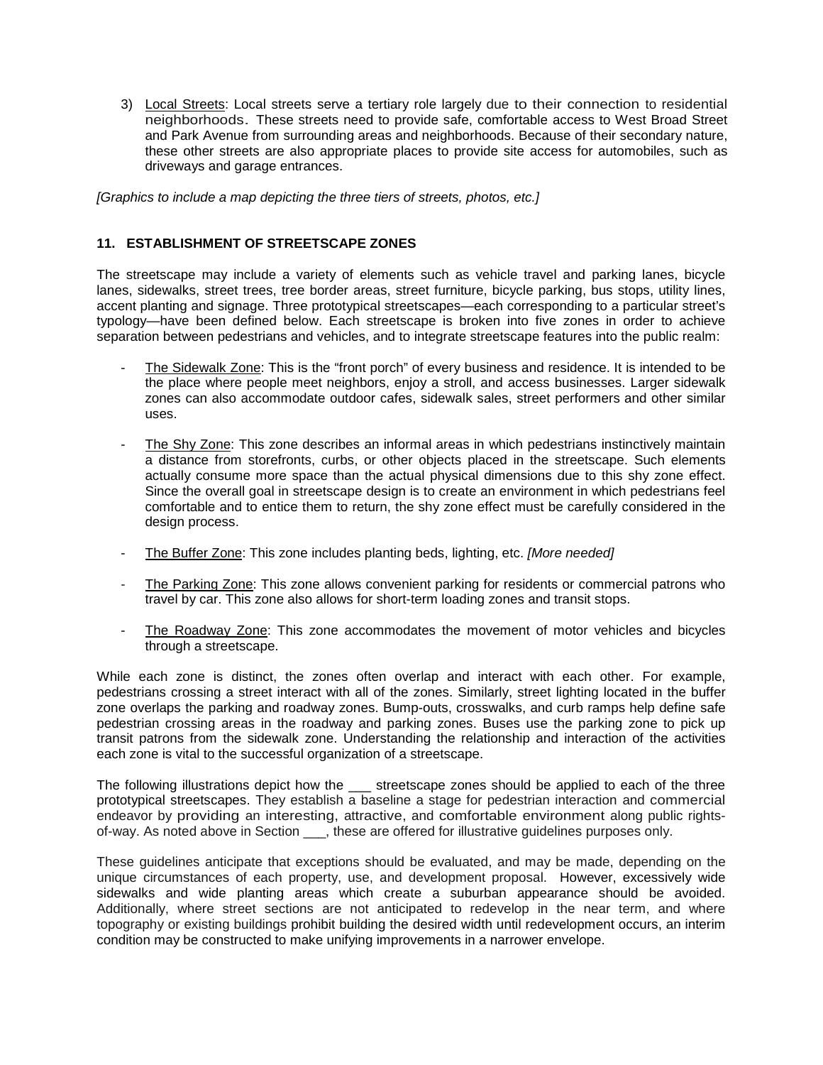3) Local Streets: Local streets serve a tertiary role largely due to their connection to residential neighborhoods. These streets need to provide safe, comfortable access to West Broad Street and Park Avenue from surrounding areas and neighborhoods. Because of their secondary nature, these other streets are also appropriate places to provide site access for automobiles, such as driveways and garage entrances.

*[Graphics to include a map depicting the three tiers of streets, photos, etc.]*

## 11. ESTABLISHMENT OF STREETSCAPE ZONES

The streetscape may include a variety of elements such as vehicle travel and parking lanes, bicycle lanes, sidewalks, street trees, tree border areas, street furniture, bicycle parking, bus stops, utility lines, accent planting and signage. Three prototypical streetscapes—each corresponding to a particular street's typology—have been defined below. Each streetscape is broken into five zones in order to achieve separation between pedestrians and vehicles, and to integrate streetscape features into the public realm:

- The Sidewalk Zone: This is the "front porch" of every business and residence. It is intended to be the place where people meet neighbors, enjoy a stroll, and access businesses. Larger sidewalk zones can also accommodate outdoor cafes, sidewalk sales, street performers and other similar uses.

- The Shy Zone: This zone describes an informal areas in which pedestrians instinctively maintain a distance from storefronts, curbs, or other objects placed in the streetscape. Such elements actually consume more space than the actual physical dimensions due to this shy zone effect. Since the overall goal in streetscape design is to create an environment in which pedestrians feel comfortable and to entice them to return, the shy zone effect must be carefully considered in the design process.

- The Buffer Zone: This zone includes planting beds, lighting, etc. *[More needed]*

- The Parking Zone: This zone allows convenient parking for residents or commercial patrons who travel by car. This zone also allows for short-term loading zones and transit stops.

- The Roadway Zone: This zone accommodates the movement of motor vehicles and bicycles through a streetscape.

While each zone is distinct, the zones often overlap and interact with each other. For example, pedestrians crossing a street interact with all of the zones. Similarly, street lighting located in the buffer zone overlaps the parking and roadway zones. Bump-outs, crosswalks, and curb ramps help define safe pedestrian crossing areas in the roadway and parking zones. Buses use the parking zone to pick up transit patrons from the sidewalk zone. Understanding the relationship and interaction of the activities each zone is vital to the successful organization of a streetscape.

The following illustrations depict how the ___ streetscape zones should be applied to each of the three prototypical streetscapes. They establish a baseline a stage for pedestrian interaction and commercial endeavor by providing an interesting, attractive, and comfortable environment along public rights-of-way. As noted above in Section ___, these are offered for illustrative guidelines purposes only.

These guidelines anticipate that exceptions should be evaluated, and may be made, depending on the unique circumstances of each property, use, and development proposal. However, excessively wide sidewalks and wide planting areas which create a suburban appearance should be avoided. Additionally, where street sections are not anticipated to redevelop in the near term, and where topography or existing buildings prohibit building the desired width until redevelopment occurs, an interim condition may be constructed to make unifying improvements in a narrower envelope.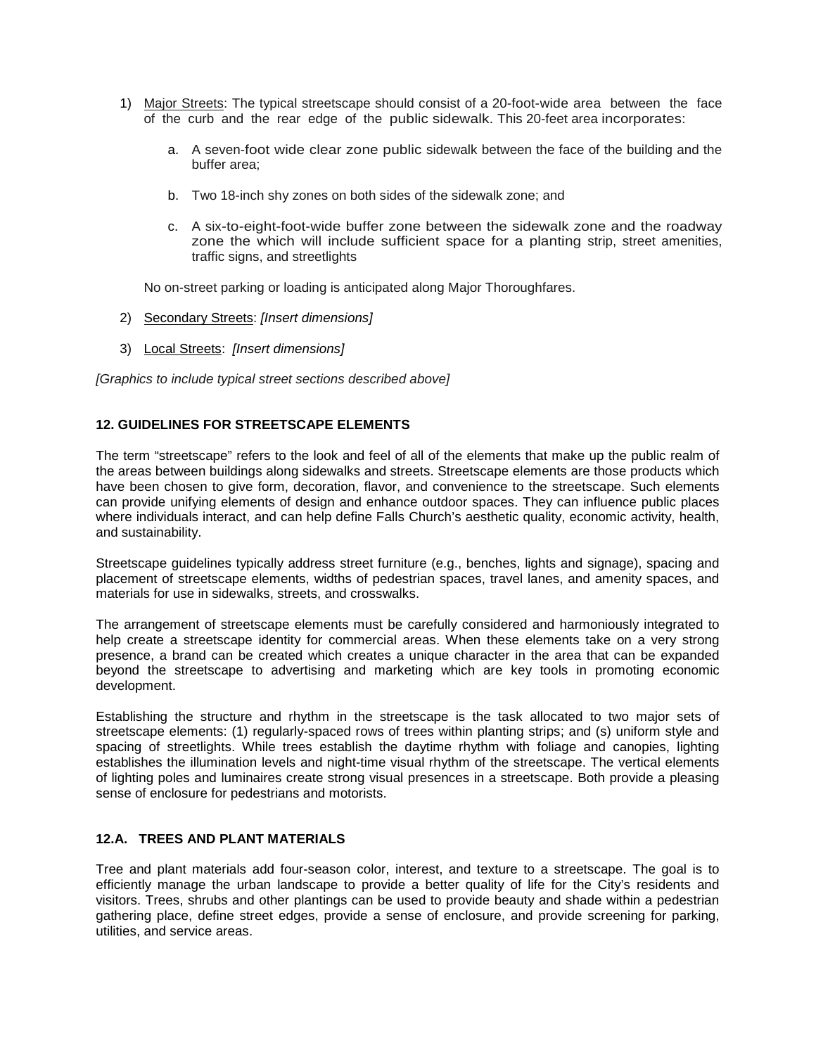1) Major Streets: The typical streetscape should consist of a 20-foot-wide area between the face of the curb and the rear edge of the public sidewalk. This 20-feet area incorporates:

    a. A seven-foot wide clear zone public sidewalk between the face of the building and the buffer area;

    b. Two 18-inch shy zones on both sides of the sidewalk zone; and

    c. A six-to-eight-foot-wide buffer zone between the sidewalk zone and the roadway zone the which will include sufficient space for a planting strip, street amenities, traffic signs, and streetlights

    No on-street parking or loading is anticipated along Major Thoroughfares.

2) Secondary Streets: *[Insert dimensions]*

3) Local Streets: *[Insert dimensions]*

*[Graphics to include typical street sections described above]*

## 12. GUIDELINES FOR STREETSCAPE ELEMENTS

The term "streetscape" refers to the look and feel of all of the elements that make up the public realm of the areas between buildings along sidewalks and streets. Streetscape elements are those products which have been chosen to give form, decoration, flavor, and convenience to the streetscape. Such elements can provide unifying elements of design and enhance outdoor spaces. They can influence public places where individuals interact, and can help define Falls Church's aesthetic quality, economic activity, health, and sustainability.

Streetscape guidelines typically address street furniture (e.g., benches, lights and signage), spacing and placement of streetscape elements, widths of pedestrian spaces, travel lanes, and amenity spaces, and materials for use in sidewalks, streets, and crosswalks.

The arrangement of streetscape elements must be carefully considered and harmoniously integrated to help create a streetscape identity for commercial areas. When these elements take on a very strong presence, a brand can be created which creates a unique character in the area that can be expanded beyond the streetscape to advertising and marketing which are key tools in promoting economic development.

Establishing the structure and rhythm in the streetscape is the task allocated to two major sets of streetscape elements: (1) regularly-spaced rows of trees within planting strips; and (s) uniform style and spacing of streetlights. While trees establish the daytime rhythm with foliage and canopies, lighting establishes the illumination levels and night-time visual rhythm of the streetscape. The vertical elements of lighting poles and luminaires create strong visual presences in a streetscape. Both provide a pleasing sense of enclosure for pedestrians and motorists.

### 12.A. TREES AND PLANT MATERIALS

Tree and plant materials add four-season color, interest, and texture to a streetscape. The goal is to efficiently manage the urban landscape to provide a better quality of life for the City's residents and visitors. Trees, shrubs and other plantings can be used to provide beauty and shade within a pedestrian gathering place, define street edges, provide a sense of enclosure, and provide screening for parking, utilities, and service areas.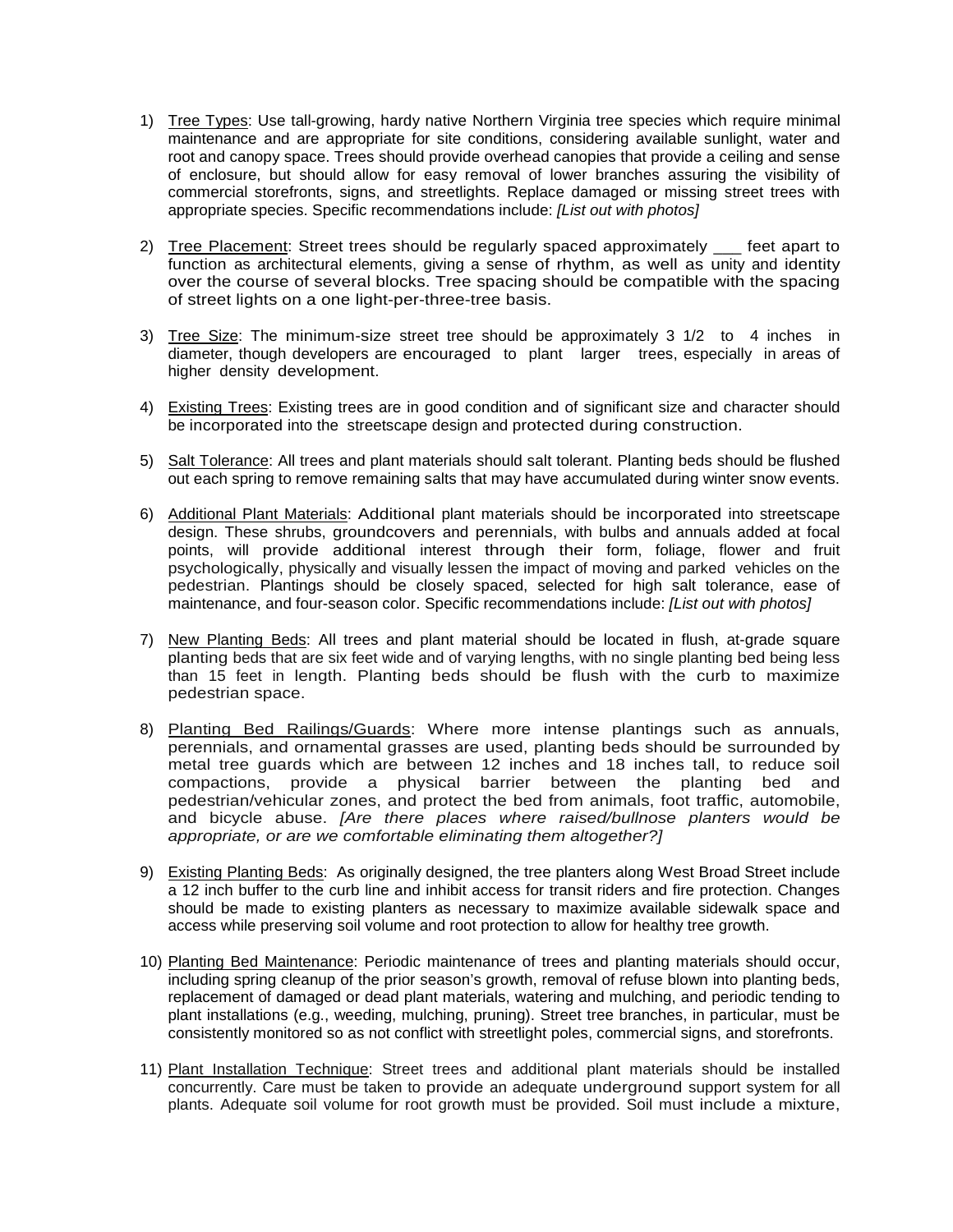1) Tree Types: Use tall-growing, hardy native Northern Virginia tree species which require minimal maintenance and are appropriate for site conditions, considering available sunlight, water and root and canopy space. Trees should provide overhead canopies that provide a ceiling and sense of enclosure, but should allow for easy removal of lower branches assuring the visibility of commercial storefronts, signs, and streetlights. Replace damaged or missing street trees with appropriate species. Specific recommendations include: *[List out with photos]*

2) Tree Placement: Street trees should be regularly spaced approximately ___ feet apart to function as architectural elements, giving a sense of rhythm, as well as unity and identity over the course of several blocks. Tree spacing should be compatible with the spacing of street lights on a one light-per-three-tree basis.

3) Tree Size: The minimum-size street tree should be approximately 3 1/2 to 4 inches in diameter, though developers are encouraged to plant larger trees, especially in areas of higher density development.

4) Existing Trees: Existing trees are in good condition and of significant size and character should be incorporated into the streetscape design and protected during construction.

5) Salt Tolerance: All trees and plant materials should salt tolerant. Planting beds should be flushed out each spring to remove remaining salts that may have accumulated during winter snow events.

6) Additional Plant Materials: Additional plant materials should be incorporated into streetscape design. These shrubs, groundcovers and perennials, with bulbs and annuals added at focal points, will provide additional interest through their form, foliage, flower and fruit psychologically, physically and visually lessen the impact of moving and parked vehicles on the pedestrian. Plantings should be closely spaced, selected for high salt tolerance, ease of maintenance, and four-season color. Specific recommendations include: *[List out with photos]*

7) New Planting Beds: All trees and plant material should be located in flush, at-grade square planting beds that are six feet wide and of varying lengths, with no single planting bed being less than 15 feet in length. Planting beds should be flush with the curb to maximize pedestrian space.

8) Planting Bed Railings/Guards: Where more intense plantings such as annuals, perennials, and ornamental grasses are used, planting beds should be surrounded by metal tree guards which are between 12 inches and 18 inches tall, to reduce soil compactions, provide a physical barrier between the planting bed and pedestrian/vehicular zones, and protect the bed from animals, foot traffic, automobile, and bicycle abuse. *[Are there places where raised/bullnose planters would be appropriate, or are we comfortable eliminating them altogether?]*

9) Existing Planting Beds: As originally designed, the tree planters along West Broad Street include a 12 inch buffer to the curb line and inhibit access for transit riders and fire protection. Changes should be made to existing planters as necessary to maximize available sidewalk space and access while preserving soil volume and root protection to allow for healthy tree growth.

10) Planting Bed Maintenance: Periodic maintenance of trees and planting materials should occur, including spring cleanup of the prior season's growth, removal of refuse blown into planting beds, replacement of damaged or dead plant materials, watering and mulching, and periodic tending to plant installations (e.g., weeding, mulching, pruning). Street tree branches, in particular, must be consistently monitored so as not conflict with streetlight poles, commercial signs, and storefronts.

11) Plant Installation Technique: Street trees and additional plant materials should be installed concurrently. Care must be taken to provide an adequate underground support system for all plants. Adequate soil volume for root growth must be provided. Soil must include a mixture,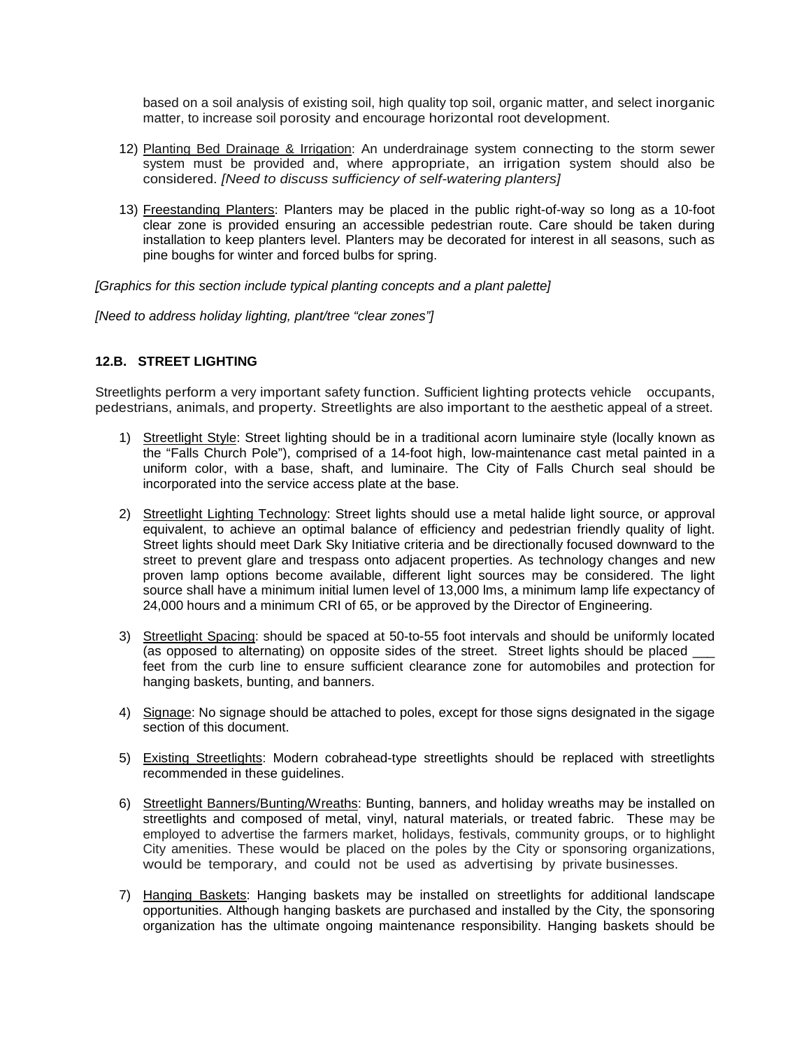based on a soil analysis of existing soil, high quality top soil, organic matter, and select inorganic matter, to increase soil porosity and encourage horizontal root development.

12) Planting Bed Drainage & Irrigation: An underdrainage system connecting to the storm sewer system must be provided and, where appropriate, an irrigation system should also be considered. *[Need to discuss sufficiency of self-watering planters]*

13) Freestanding Planters: Planters may be placed in the public right-of-way so long as a 10-foot clear zone is provided ensuring an accessible pedestrian route. Care should be taken during installation to keep planters level. Planters may be decorated for interest in all seasons, such as pine boughs for winter and forced bulbs for spring.

*[Graphics for this section include typical planting concepts and a plant palette]*

*[Need to address holiday lighting, plant/tree "clear zones"]*

## 12.B. STREET LIGHTING

Streetlights perform a very important safety function. Sufficient lighting protects vehicle occupants, pedestrians, animals, and property. Streetlights are also important to the aesthetic appeal of a street.

1) Streetlight Style: Street lighting should be in a traditional acorn luminaire style (locally known as the "Falls Church Pole"), comprised of a 14-foot high, low-maintenance cast metal painted in a uniform color, with a base, shaft, and luminaire. The City of Falls Church seal should be incorporated into the service access plate at the base.

2) Streetlight Lighting Technology: Street lights should use a metal halide light source, or approval equivalent, to achieve an optimal balance of efficiency and pedestrian friendly quality of light. Street lights should meet Dark Sky Initiative criteria and be directionally focused downward to the street to prevent glare and trespass onto adjacent properties. As technology changes and new proven lamp options become available, different light sources may be considered. The light source shall have a minimum initial lumen level of 13,000 lms, a minimum lamp life expectancy of 24,000 hours and a minimum CRI of 65, or be approved by the Director of Engineering.

3) Streetlight Spacing: should be spaced at 50-to-55 foot intervals and should be uniformly located (as opposed to alternating) on opposite sides of the street. Street lights should be placed ___ feet from the curb line to ensure sufficient clearance zone for automobiles and protection for hanging baskets, bunting, and banners.

4) Signage: No signage should be attached to poles, except for those signs designated in the sigage section of this document.

5) Existing Streetlights: Modern cobrahead-type streetlights should be replaced with streetlights recommended in these guidelines.

6) Streetlight Banners/Bunting/Wreaths: Bunting, banners, and holiday wreaths may be installed on streetlights and composed of metal, vinyl, natural materials, or treated fabric. These may be employed to advertise the farmers market, holidays, festivals, community groups, or to highlight City amenities. These would be placed on the poles by the City or sponsoring organizations, would be temporary, and could not be used as advertising by private businesses.

7) Hanging Baskets: Hanging baskets may be installed on streetlights for additional landscape opportunities. Although hanging baskets are purchased and installed by the City, the sponsoring organization has the ultimate ongoing maintenance responsibility. Hanging baskets should be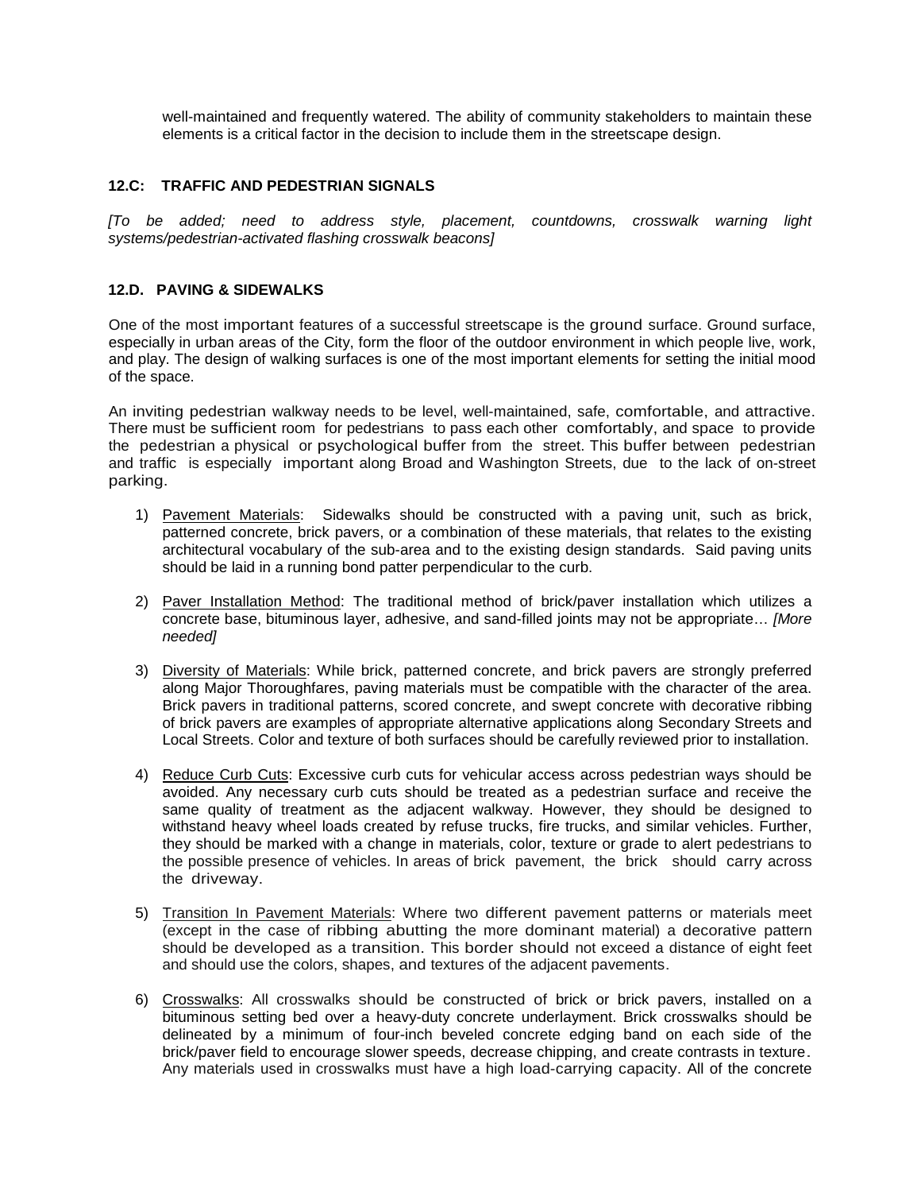well-maintained and frequently watered. The ability of community stakeholders to maintain these elements is a critical factor in the decision to include them in the streetscape design.

### 12.C: TRAFFIC AND PEDESTRIAN SIGNALS

*[To be added; need to address style, placement, countdowns, crosswalk warning light systems/pedestrian-activated flashing crosswalk beacons]*

### 12.D. PAVING & SIDEWALKS

One of the most important features of a successful streetscape is the ground surface. Ground surface, especially in urban areas of the City, form the floor of the outdoor environment in which people live, work, and play. The design of walking surfaces is one of the most important elements for setting the initial mood of the space.

An inviting pedestrian walkway needs to be level, well-maintained, safe, comfortable, and attractive. There must be sufficient room for pedestrians to pass each other comfortably, and space to provide the pedestrian a physical or psychological buffer from the street. This buffer between pedestrian and traffic is especially important along Broad and Washington Streets, due to the lack of on-street parking.

1) Pavement Materials: Sidewalks should be constructed with a paving unit, such as brick, patterned concrete, brick pavers, or a combination of these materials, that relates to the existing architectural vocabulary of the sub-area and to the existing design standards. Said paving units should be laid in a running bond patter perpendicular to the curb.

2) Paver Installation Method: The traditional method of brick/paver installation which utilizes a concrete base, bituminous layer, adhesive, and sand-filled joints may not be appropriate… *[More needed]*

3) Diversity of Materials: While brick, patterned concrete, and brick pavers are strongly preferred along Major Thoroughfares, paving materials must be compatible with the character of the area. Brick pavers in traditional patterns, scored concrete, and swept concrete with decorative ribbing of brick pavers are examples of appropriate alternative applications along Secondary Streets and Local Streets. Color and texture of both surfaces should be carefully reviewed prior to installation.

4) Reduce Curb Cuts: Excessive curb cuts for vehicular access across pedestrian ways should be avoided. Any necessary curb cuts should be treated as a pedestrian surface and receive the same quality of treatment as the adjacent walkway. However, they should be designed to withstand heavy wheel loads created by refuse trucks, fire trucks, and similar vehicles. Further, they should be marked with a change in materials, color, texture or grade to alert pedestrians to the possible presence of vehicles. In areas of brick pavement, the brick should carry across the driveway.

5) Transition In Pavement Materials: Where two different pavement patterns or materials meet (except in the case of ribbing abutting the more dominant material) a decorative pattern should be developed as a transition. This border should not exceed a distance of eight feet and should use the colors, shapes, and textures of the adjacent pavements.

6) Crosswalks: All crosswalks should be constructed of brick or brick pavers, installed on a bituminous setting bed over a heavy-duty concrete underlayment. Brick crosswalks should be delineated by a minimum of four-inch beveled concrete edging band on each side of the brick/paver field to encourage slower speeds, decrease chipping, and create contrasts in texture. Any materials used in crosswalks must have a high load-carrying capacity. All of the concrete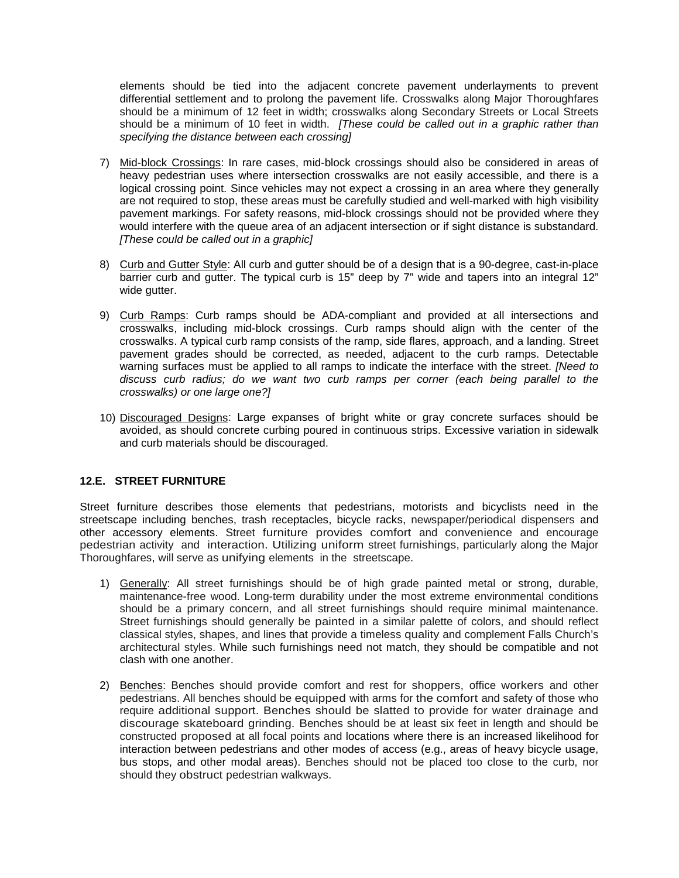elements should be tied into the adjacent concrete pavement underlayments to prevent differential settlement and to prolong the pavement life. Crosswalks along Major Thoroughfares should be a minimum of 12 feet in width; crosswalks along Secondary Streets or Local Streets should be a minimum of 10 feet in width. *[These could be called out in a graphic rather than specifying the distance between each crossing]*

7) Mid-block Crossings: In rare cases, mid-block crossings should also be considered in areas of heavy pedestrian uses where intersection crosswalks are not easily accessible, and there is a logical crossing point. Since vehicles may not expect a crossing in an area where they generally are not required to stop, these areas must be carefully studied and well-marked with high visibility pavement markings. For safety reasons, mid-block crossings should not be provided where they would interfere with the queue area of an adjacent intersection or if sight distance is substandard. *[These could be called out in a graphic]*

8) Curb and Gutter Style: All curb and gutter should be of a design that is a 90-degree, cast-in-place barrier curb and gutter. The typical curb is 15" deep by 7" wide and tapers into an integral 12" wide gutter.

9) Curb Ramps: Curb ramps should be ADA-compliant and provided at all intersections and crosswalks, including mid-block crossings. Curb ramps should align with the center of the crosswalks. A typical curb ramp consists of the ramp, side flares, approach, and a landing. Street pavement grades should be corrected, as needed, adjacent to the curb ramps. Detectable warning surfaces must be applied to all ramps to indicate the interface with the street. *[Need to discuss curb radius; do we want two curb ramps per corner (each being parallel to the crosswalks) or one large one?]*

10) Discouraged Designs: Large expanses of bright white or gray concrete surfaces should be avoided, as should concrete curbing poured in continuous strips. Excessive variation in sidewalk and curb materials should be discouraged.

### 12.E. STREET FURNITURE

Street furniture describes those elements that pedestrians, motorists and bicyclists need in the streetscape including benches, trash receptacles, bicycle racks, newspaper/periodical dispensers and other accessory elements. Street furniture provides comfort and convenience and encourage pedestrian activity and interaction. Utilizing uniform street furnishings, particularly along the Major Thoroughfares, will serve as unifying elements in the streetscape.

1) Generally: All street furnishings should be of high grade painted metal or strong, durable, maintenance-free wood. Long-term durability under the most extreme environmental conditions should be a primary concern, and all street furnishings should require minimal maintenance. Street furnishings should generally be painted in a similar palette of colors, and should reflect classical styles, shapes, and lines that provide a timeless quality and complement Falls Church's architectural styles. While such furnishings need not match, they should be compatible and not clash with one another.

2) Benches: Benches should provide comfort and rest for shoppers, office workers and other pedestrians. All benches should be equipped with arms for the comfort and safety of those who require additional support. Benches should be slatted to provide for water drainage and discourage skateboard grinding. Benches should be at least six feet in length and should be constructed proposed at all focal points and locations where there is an increased likelihood for interaction between pedestrians and other modes of access (e.g., areas of heavy bicycle usage, bus stops, and other modal areas). Benches should not be placed too close to the curb, nor should they obstruct pedestrian walkways.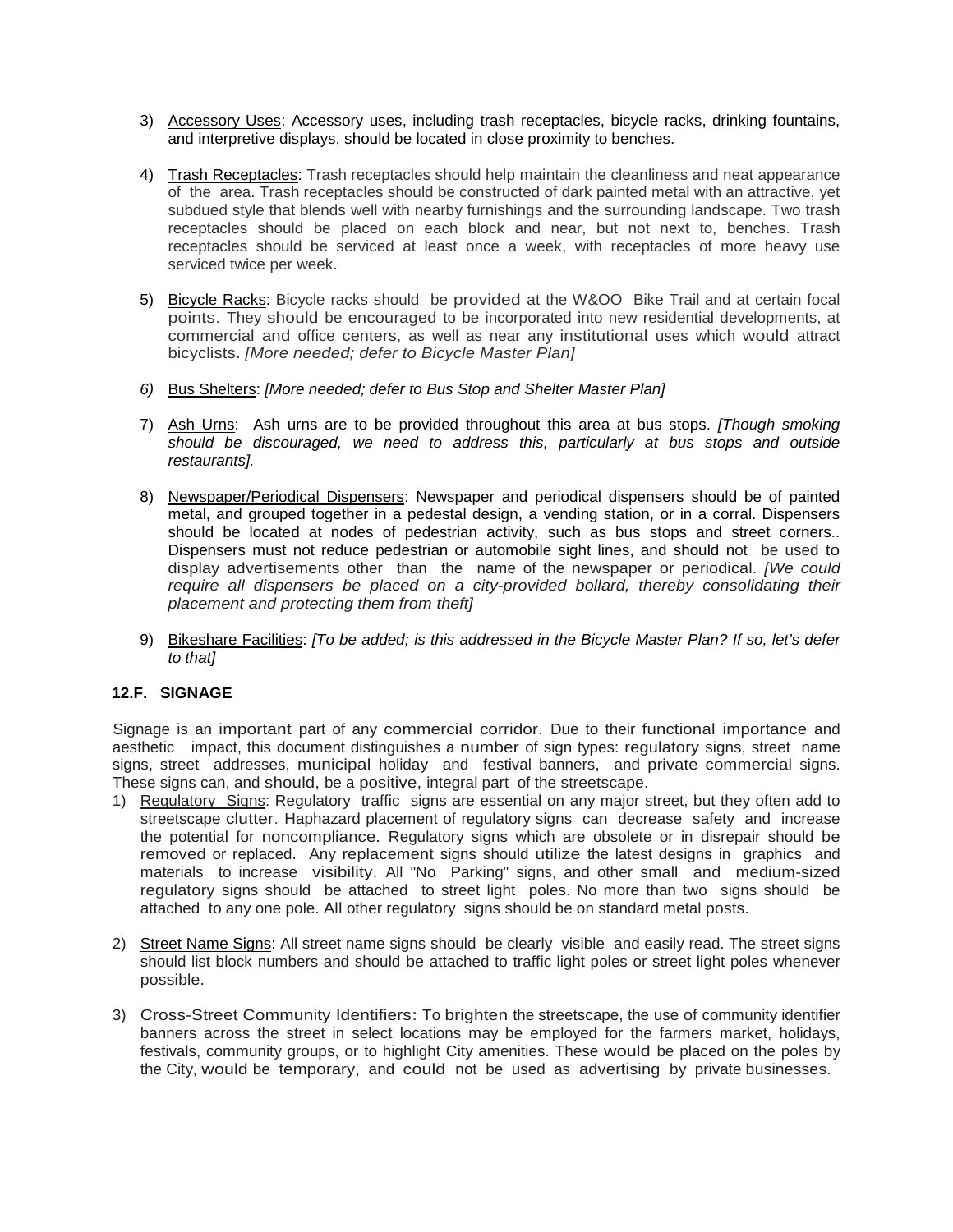3) Accessory Uses: Accessory uses, including trash receptacles, bicycle racks, drinking fountains, and interpretive displays, should be located in close proximity to benches.

4) Trash Receptacles: Trash receptacles should help maintain the cleanliness and neat appearance of the area. Trash receptacles should be constructed of dark painted metal with an attractive, yet subdued style that blends well with nearby furnishings and the surrounding landscape. Two trash receptacles should be placed on each block and near, but not next to, benches. Trash receptacles should be serviced at least once a week, with receptacles of more heavy use serviced twice per week.

5) Bicycle Racks: Bicycle racks should be provided at the W&OO Bike Trail and at certain focal points. They should be encouraged to be incorporated into new residential developments, at commercial and office centers, as well as near any institutional uses which would attract bicyclists. *[More needed; defer to Bicycle Master Plan]*

6) Bus Shelters: *[More needed; defer to Bus Stop and Shelter Master Plan]*

7) Ash Urns: Ash urns are to be provided throughout this area at bus stops. *[Though smoking should be discouraged, we need to address this, particularly at bus stops and outside restaurants].*

8) Newspaper/Periodical Dispensers: Newspaper and periodical dispensers should be of painted metal, and grouped together in a pedestal design, a vending station, or in a corral. Dispensers should be located at nodes of pedestrian activity, such as bus stops and street corners.. Dispensers must not reduce pedestrian or automobile sight lines, and should not be used to display advertisements other than the name of the newspaper or periodical. *[We could require all dispensers be placed on a city-provided bollard, thereby consolidating their placement and protecting them from theft]*

9) Bikeshare Facilities: *[To be added; is this addressed in the Bicycle Master Plan? If so, let's defer to that]*

### 12.F. SIGNAGE

Signage is an important part of any commercial corridor. Due to their functional importance and aesthetic impact, this document distinguishes a number of sign types: regulatory signs, street name signs, street addresses, municipal holiday and festival banners, and private commercial signs. These signs can, and should, be a positive, integral part of the streetscape.

1) Regulatory Signs: Regulatory traffic signs are essential on any major street, but they often add to streetscape clutter. Haphazard placement of regulatory signs can decrease safety and increase the potential for noncompliance. Regulatory signs which are obsolete or in disrepair should be removed or replaced. Any replacement signs should utilize the latest designs in graphics and materials to increase visibility. All "No Parking" signs, and other small and medium-sized regulatory signs should be attached to street light poles. No more than two signs should be attached to any one pole. All other regulatory signs should be on standard metal posts.

2) Street Name Signs: All street name signs should be clearly visible and easily read. The street signs should list block numbers and should be attached to traffic light poles or street light poles whenever possible.

3) Cross-Street Community Identifiers: To brighten the streetscape, the use of community identifier banners across the street in select locations may be employed for the farmers market, holidays, festivals, community groups, or to highlight City amenities. These would be placed on the poles by the City, would be temporary, and could not be used as advertising by private businesses.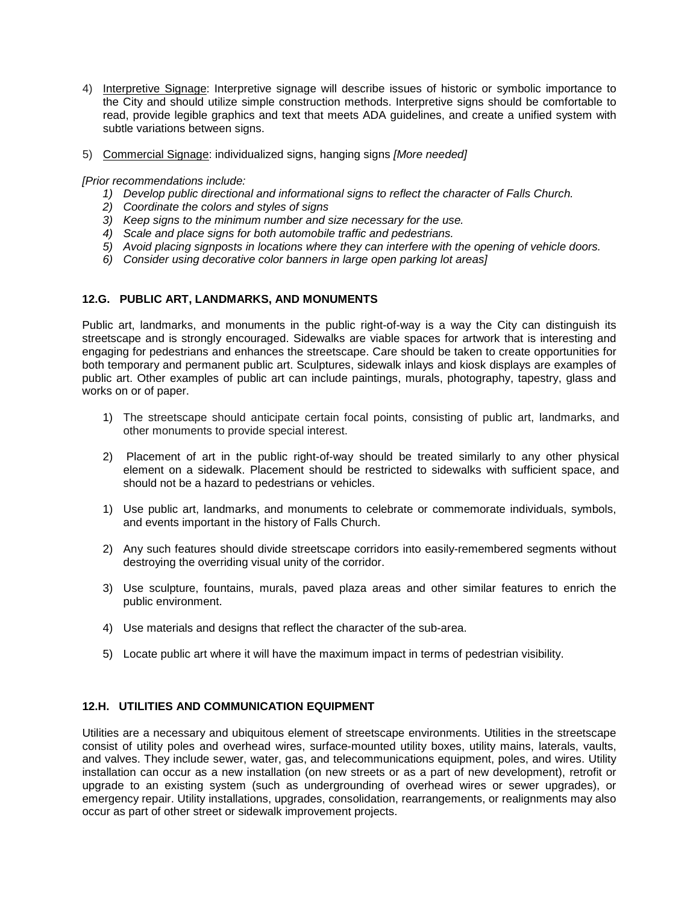4) Interpretive Signage: Interpretive signage will describe issues of historic or symbolic importance to the City and should utilize simple construction methods. Interpretive signs should be comfortable to read, provide legible graphics and text that meets ADA guidelines, and create a unified system with subtle variations between signs.

5) Commercial Signage: individualized signs, hanging signs *[More needed]*

*[Prior recommendations include:*

*1) Develop public directional and informational signs to reflect the character of Falls Church.*
*2) Coordinate the colors and styles of signs*
*3) Keep signs to the minimum number and size necessary for the use.*
*4) Scale and place signs for both automobile traffic and pedestrians.*
*5) Avoid placing signposts in locations where they can interfere with the opening of vehicle doors.*
*6) Consider using decorative color banners in large open parking lot areas]*

### 12.G. PUBLIC ART, LANDMARKS, AND MONUMENTS

Public art, landmarks, and monuments in the public right-of-way is a way the City can distinguish its streetscape and is strongly encouraged. Sidewalks are viable spaces for artwork that is interesting and engaging for pedestrians and enhances the streetscape. Care should be taken to create opportunities for both temporary and permanent public art. Sculptures, sidewalk inlays and kiosk displays are examples of public art. Other examples of public art can include paintings, murals, photography, tapestry, glass and works on or of paper.

1) The streetscape should anticipate certain focal points, consisting of public art, landmarks, and other monuments to provide special interest.

2) Placement of art in the public right-of-way should be treated similarly to any other physical element on a sidewalk. Placement should be restricted to sidewalks with sufficient space, and should not be a hazard to pedestrians or vehicles.

1) Use public art, landmarks, and monuments to celebrate or commemorate individuals, symbols, and events important in the history of Falls Church.

2) Any such features should divide streetscape corridors into easily-remembered segments without destroying the overriding visual unity of the corridor.

3) Use sculpture, fountains, murals, paved plaza areas and other similar features to enrich the public environment.

4) Use materials and designs that reflect the character of the sub-area.

5) Locate public art where it will have the maximum impact in terms of pedestrian visibility.

### 12.H. UTILITIES AND COMMUNICATION EQUIPMENT

Utilities are a necessary and ubiquitous element of streetscape environments. Utilities in the streetscape consist of utility poles and overhead wires, surface-mounted utility boxes, utility mains, laterals, vaults, and valves. They include sewer, water, gas, and telecommunications equipment, poles, and wires. Utility installation can occur as a new installation (on new streets or as a part of new development), retrofit or upgrade to an existing system (such as undergrounding of overhead wires or sewer upgrades), or emergency repair. Utility installations, upgrades, consolidation, rearrangements, or realignments may also occur as part of other street or sidewalk improvement projects.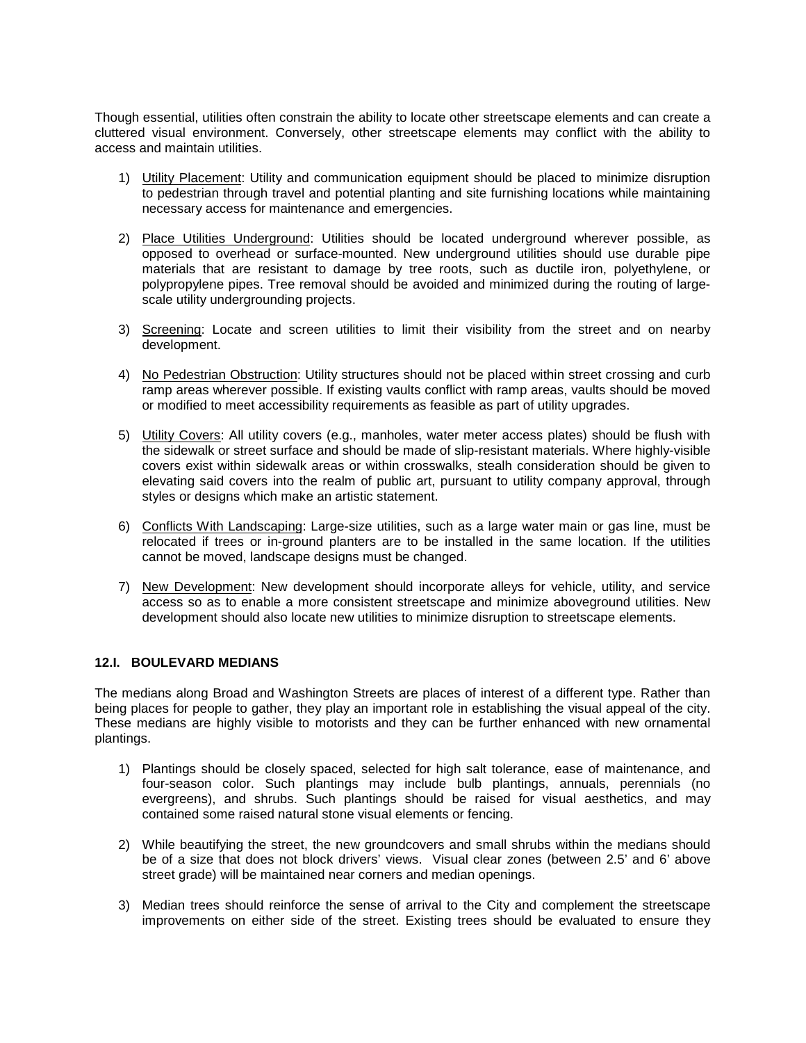Though essential, utilities often constrain the ability to locate other streetscape elements and can create a cluttered visual environment. Conversely, other streetscape elements may conflict with the ability to access and maintain utilities.

1) Utility Placement: Utility and communication equipment should be placed to minimize disruption to pedestrian through travel and potential planting and site furnishing locations while maintaining necessary access for maintenance and emergencies.

2) Place Utilities Underground: Utilities should be located underground wherever possible, as opposed to overhead or surface-mounted. New underground utilities should use durable pipe materials that are resistant to damage by tree roots, such as ductile iron, polyethylene, or polypropylene pipes. Tree removal should be avoided and minimized during the routing of large-scale utility undergrounding projects.

3) Screening: Locate and screen utilities to limit their visibility from the street and on nearby development.

4) No Pedestrian Obstruction: Utility structures should not be placed within street crossing and curb ramp areas wherever possible. If existing vaults conflict with ramp areas, vaults should be moved or modified to meet accessibility requirements as feasible as part of utility upgrades.

5) Utility Covers: All utility covers (e.g., manholes, water meter access plates) should be flush with the sidewalk or street surface and should be made of slip-resistant materials. Where highly-visible covers exist within sidewalk areas or within crosswalks, stealh consideration should be given to elevating said covers into the realm of public art, pursuant to utility company approval, through styles or designs which make an artistic statement.

6) Conflicts With Landscaping: Large-size utilities, such as a large water main or gas line, must be relocated if trees or in-ground planters are to be installed in the same location. If the utilities cannot be moved, landscape designs must be changed.

7) New Development: New development should incorporate alleys for vehicle, utility, and service access so as to enable a more consistent streetscape and minimize aboveground utilities. New development should also locate new utilities to minimize disruption to streetscape elements.

### 12.I. BOULEVARD MEDIANS

The medians along Broad and Washington Streets are places of interest of a different type. Rather than being places for people to gather, they play an important role in establishing the visual appeal of the city. These medians are highly visible to motorists and they can be further enhanced with new ornamental plantings.

1) Plantings should be closely spaced, selected for high salt tolerance, ease of maintenance, and four-season color. Such plantings may include bulb plantings, annuals, perennials (no evergreens), and shrubs. Such plantings should be raised for visual aesthetics, and may contained some raised natural stone visual elements or fencing.

2) While beautifying the street, the new groundcovers and small shrubs within the medians should be of a size that does not block drivers' views. Visual clear zones (between 2.5' and 6' above street grade) will be maintained near corners and median openings.

3) Median trees should reinforce the sense of arrival to the City and complement the streetscape improvements on either side of the street. Existing trees should be evaluated to ensure they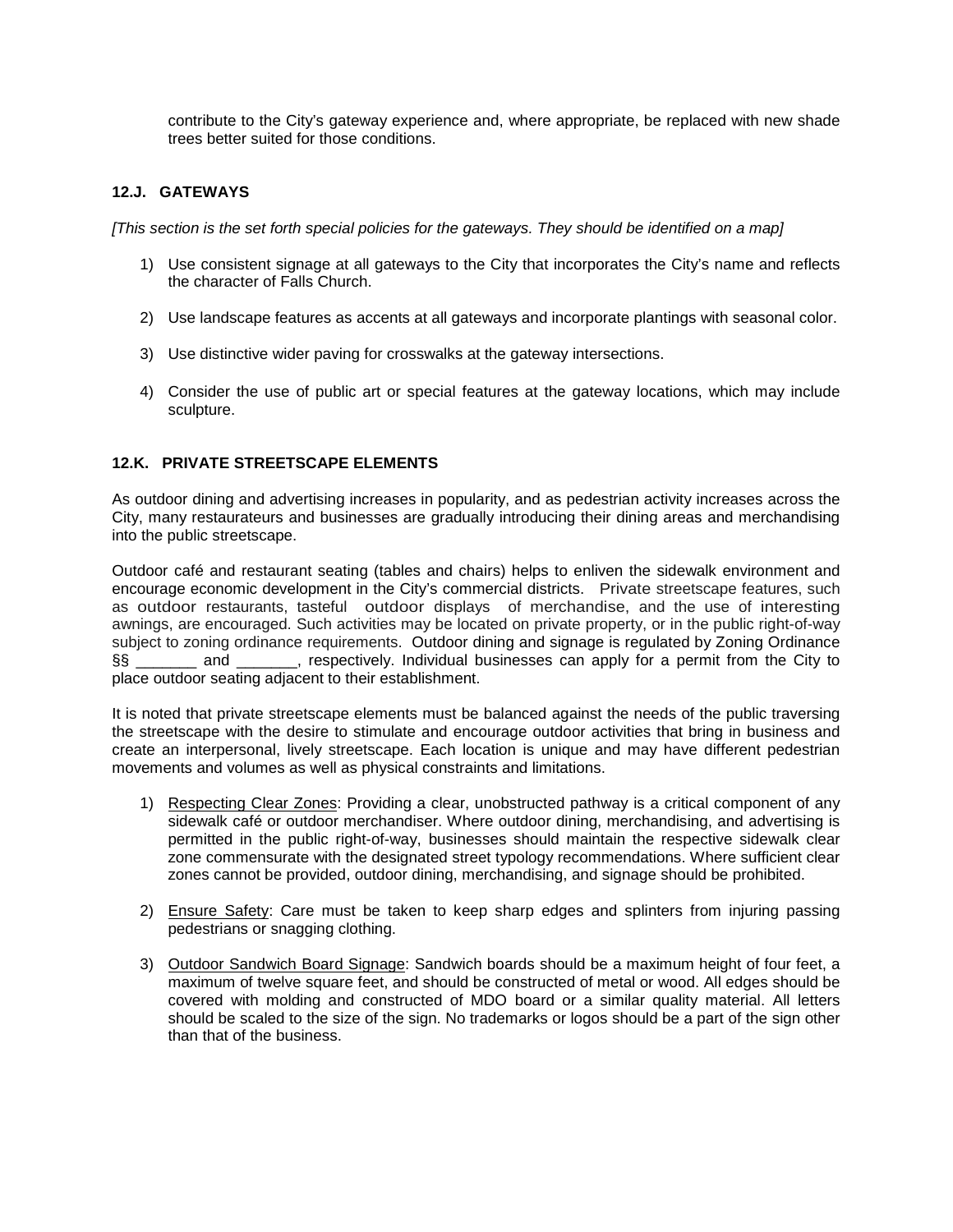contribute to the City's gateway experience and, where appropriate, be replaced with new shade trees better suited for those conditions.

### 12.J. GATEWAYS

*[This section is the set forth special policies for the gateways. They should be identified on a map]*

1) Use consistent signage at all gateways to the City that incorporates the City's name and reflects the character of Falls Church.

2) Use landscape features as accents at all gateways and incorporate plantings with seasonal color.

3) Use distinctive wider paving for crosswalks at the gateway intersections.

4) Consider the use of public art or special features at the gateway locations, which may include sculpture.

### 12.K. PRIVATE STREETSCAPE ELEMENTS

As outdoor dining and advertising increases in popularity, and as pedestrian activity increases across the City, many restaurateurs and businesses are gradually introducing their dining areas and merchandising into the public streetscape.

Outdoor café and restaurant seating (tables and chairs) helps to enliven the sidewalk environment and encourage economic development in the City's commercial districts. Private streetscape features, such as outdoor restaurants, tasteful outdoor displays of merchandise, and the use of interesting awnings, are encouraged. Such activities may be located on private property, or in the public right-of-way subject to zoning ordinance requirements. Outdoor dining and signage is regulated by Zoning Ordinance §§ _______ and _______, respectively. Individual businesses can apply for a permit from the City to place outdoor seating adjacent to their establishment.

It is noted that private streetscape elements must be balanced against the needs of the public traversing the streetscape with the desire to stimulate and encourage outdoor activities that bring in business and create an interpersonal, lively streetscape. Each location is unique and may have different pedestrian movements and volumes as well as physical constraints and limitations.

1) Respecting Clear Zones: Providing a clear, unobstructed pathway is a critical component of any sidewalk café or outdoor merchandiser. Where outdoor dining, merchandising, and advertising is permitted in the public right-of-way, businesses should maintain the respective sidewalk clear zone commensurate with the designated street typology recommendations. Where sufficient clear zones cannot be provided, outdoor dining, merchandising, and signage should be prohibited.

2) Ensure Safety: Care must be taken to keep sharp edges and splinters from injuring passing pedestrians or snagging clothing.

3) Outdoor Sandwich Board Signage: Sandwich boards should be a maximum height of four feet, a maximum of twelve square feet, and should be constructed of metal or wood. All edges should be covered with molding and constructed of MDO board or a similar quality material. All letters should be scaled to the size of the sign. No trademarks or logos should be a part of the sign other than that of the business.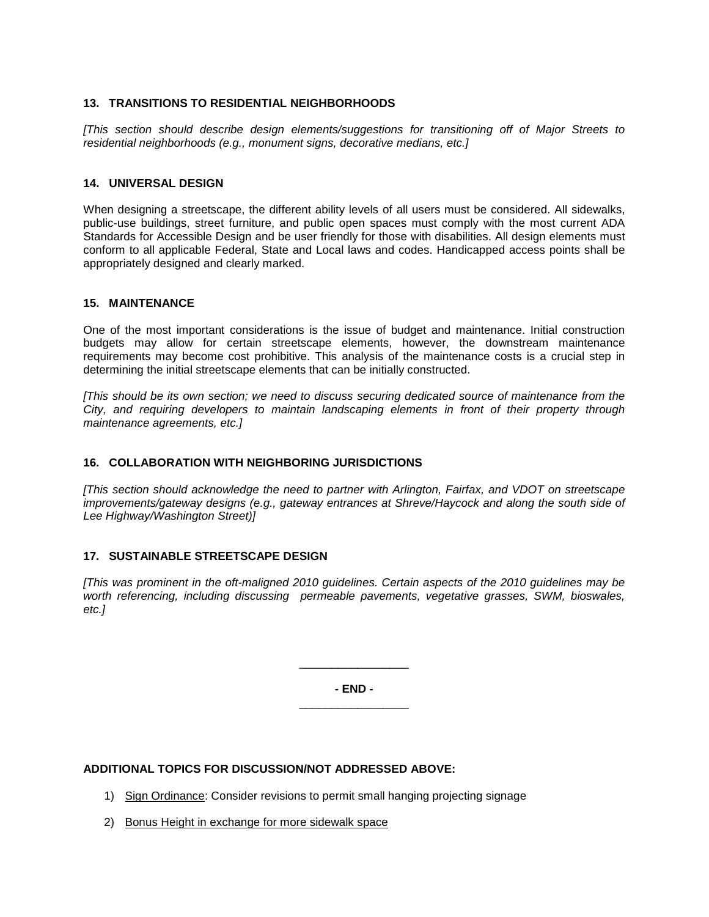## 13. TRANSITIONS TO RESIDENTIAL NEIGHBORHOODS

*[This section should describe design elements/suggestions for transitioning off of Major Streets to residential neighborhoods (e.g., monument signs, decorative medians, etc.]*

## 14. UNIVERSAL DESIGN

When designing a streetscape, the different ability levels of all users must be considered. All sidewalks, public-use buildings, street furniture, and public open spaces must comply with the most current ADA Standards for Accessible Design and be user friendly for those with disabilities. All design elements must conform to all applicable Federal, State and Local laws and codes. Handicapped access points shall be appropriately designed and clearly marked.

## 15. MAINTENANCE

One of the most important considerations is the issue of budget and maintenance. Initial construction budgets may allow for certain streetscape elements, however, the downstream maintenance requirements may become cost prohibitive. This analysis of the maintenance costs is a crucial step in determining the initial streetscape elements that can be initially constructed.

*[This should be its own section; we need to discuss securing dedicated source of maintenance from the City, and requiring developers to maintain landscaping elements in front of their property through maintenance agreements, etc.]*

## 16. COLLABORATION WITH NEIGHBORING JURISDICTIONS

*[This section should acknowledge the need to partner with Arlington, Fairfax, and VDOT on streetscape improvements/gateway designs (e.g., gateway entrances at Shreve/Haycock and along the south side of Lee Highway/Washington Street)]*

## 17. SUSTAINABLE STREETSCAPE DESIGN

*[This was prominent in the oft-maligned 2010 guidelines. Certain aspects of the 2010 guidelines may be worth referencing, including discussing permeable pavements, vegetative grasses, SWM, bioswales, etc.]*

---

**- END -**

---

**ADDITIONAL TOPICS FOR DISCUSSION/NOT ADDRESSED ABOVE:**

1) <u>Sign Ordinance</u>: Consider revisions to permit small hanging projecting signage
2) <u>Bonus Height in exchange for more sidewalk space</u>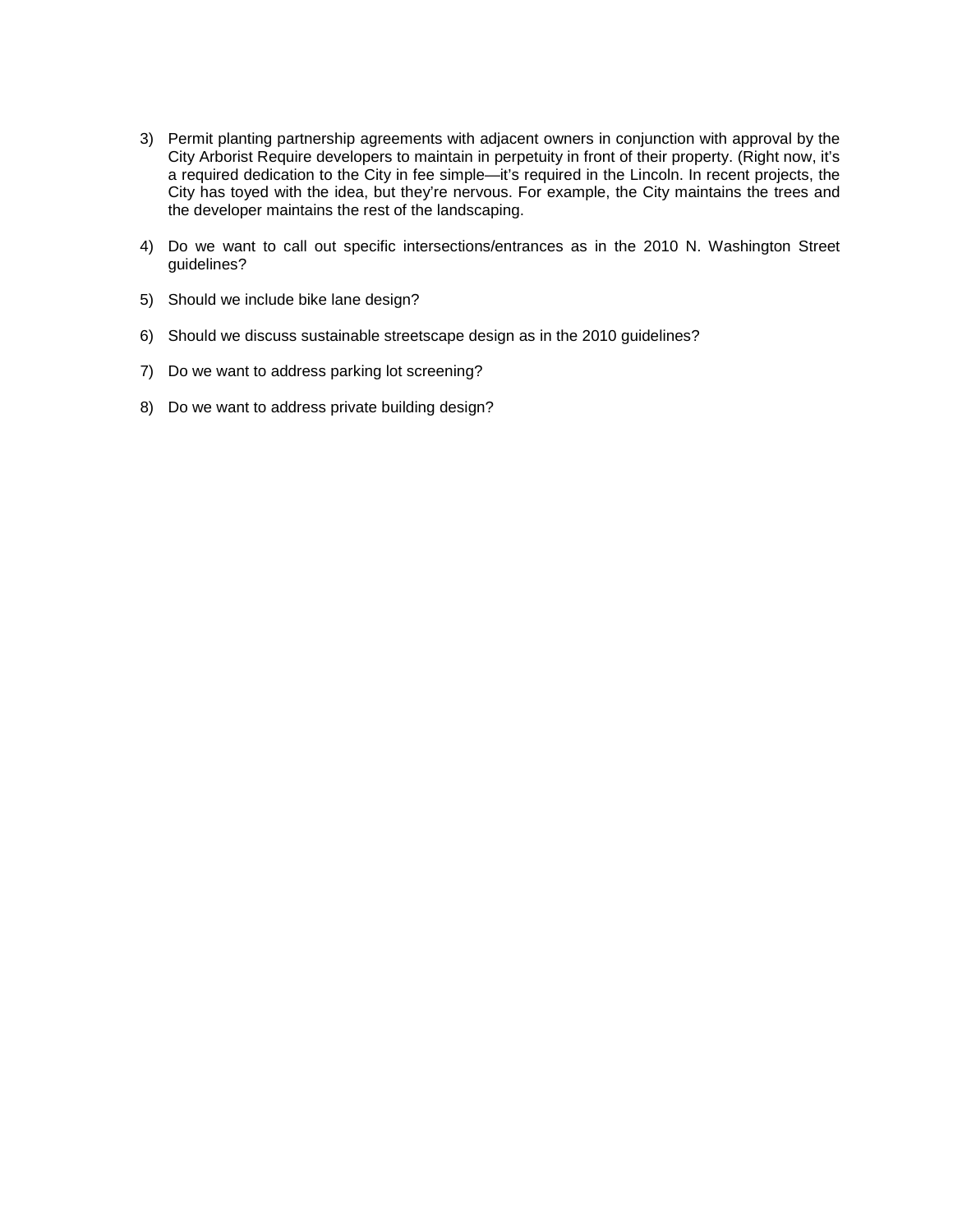3) Permit planting partnership agreements with adjacent owners in conjunction with approval by the City Arborist Require developers to maintain in perpetuity in front of their property. (Right now, it's a required dedication to the City in fee simple—it's required in the Lincoln. In recent projects, the City has toyed with the idea, but they're nervous. For example, the City maintains the trees and the developer maintains the rest of the landscaping.

4) Do we want to call out specific intersections/entrances as in the 2010 N. Washington Street guidelines?

5) Should we include bike lane design?

6) Should we discuss sustainable streetscape design as in the 2010 guidelines?

7) Do we want to address parking lot screening?

8) Do we want to address private building design?